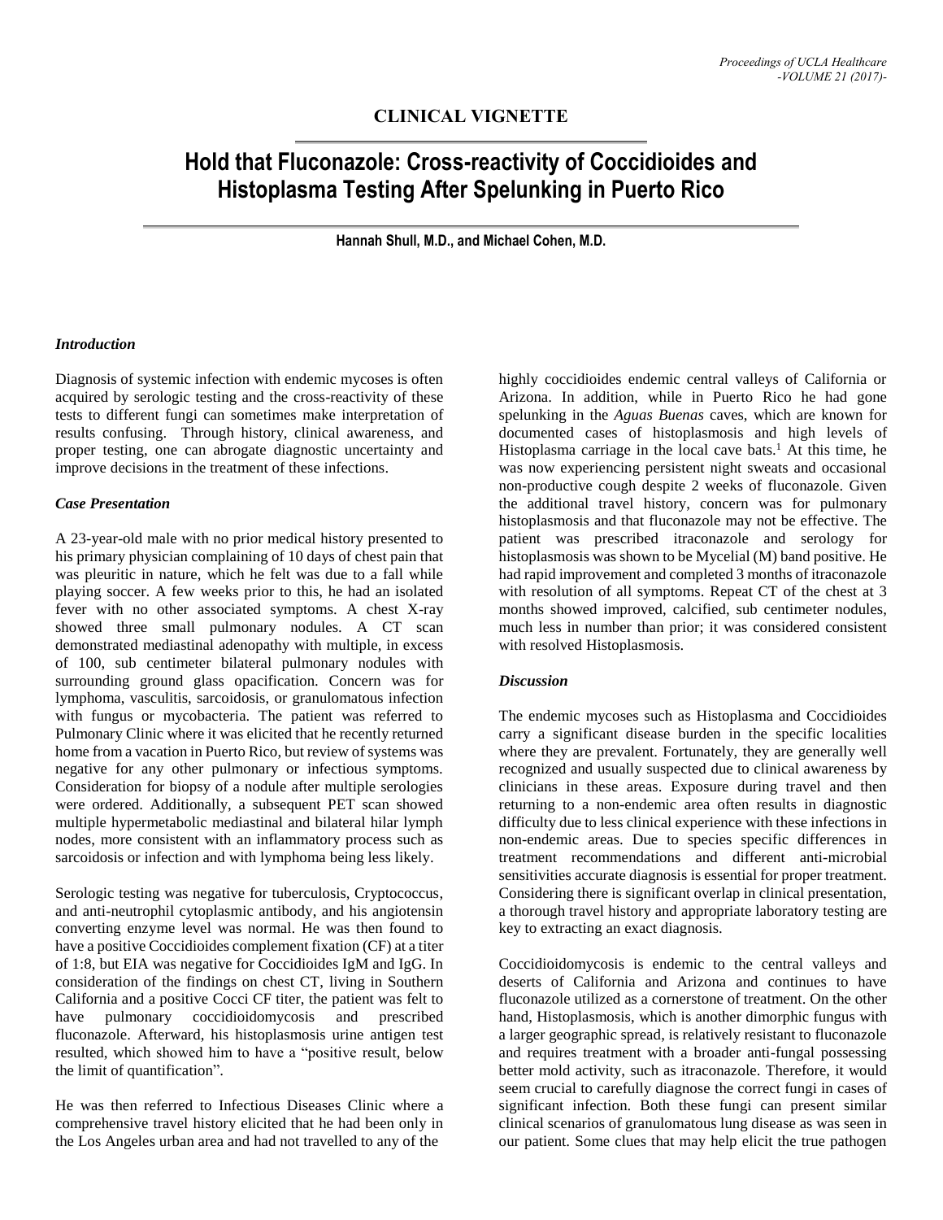## CLINICAL VIGNETTE

# Hold that Fluconazole: Cross-reactivity of Coccidioides and Histoplasma Testing After Spelunking in Puerto Rico

**Hannah Shull, M.D., and Michael Cohen, M.D.**

### *Introduction*

Diagnosis of systemic infection with endemic mycoses is often acquired by serologic testing and the cross-reactivity of these tests to different fungi can sometimes make interpretation of results confusing. Through history, clinical awareness, and proper testing, one can abrogate diagnostic uncertainty and improve decisions in the treatment of these infections.

### *Case Presentation*

A 23-year-old male with no prior medical history presented to his primary physician complaining of 10 days of chest pain that was pleuritic in nature, which he felt was due to a fall while playing soccer. A few weeks prior to this, he had an isolated fever with no other associated symptoms. A chest X-ray showed three small pulmonary nodules. A CT scan demonstrated mediastinal adenopathy with multiple, in excess of 100, sub centimeter bilateral pulmonary nodules with surrounding ground glass opacification. Concern was for lymphoma, vasculitis, sarcoidosis, or granulomatous infection with fungus or mycobacteria. The patient was referred to Pulmonary Clinic where it was elicited that he recently returned home from a vacation in Puerto Rico, but review of systems was negative for any other pulmonary or infectious symptoms. Consideration for biopsy of a nodule after multiple serologies were ordered. Additionally, a subsequent PET scan showed multiple hypermetabolic mediastinal and bilateral hilar lymph nodes, more consistent with an inflammatory process such as sarcoidosis or infection and with lymphoma being less likely.

Serologic testing was negative for tuberculosis, Cryptococcus, and anti-neutrophil cytoplasmic antibody, and his angiotensin converting enzyme level was normal. He was then found to have a positive Coccidioides complement fixation (CF) at a titer of 1:8, but EIA was negative for Coccidioides IgM and IgG. In consideration of the findings on chest CT, living in Southern California and a positive Cocci CF titer, the patient was felt to have pulmonary coccidioidomycosis and prescribed fluconazole. Afterward, his histoplasmosis urine antigen test resulted, which showed him to have a "positive result, below the limit of quantification".

He was then referred to Infectious Diseases Clinic where a comprehensive travel history elicited that he had been only in the Los Angeles urban area and had not travelled to any of the highly coccidioides endemic central valleys of California or Arizona. In addition, while in Puerto Rico he had gone spelunking in the *Aguas Buenas* caves, which are known for documented cases of histoplasmosis and high levels of Histoplasma carriage in the local cave bats.[1] At this time, he was now experiencing persistent night sweats and occasional non-productive cough despite 2 weeks of fluconazole. Given the additional travel history, concern was for pulmonary histoplasmosis and that fluconazole may not be effective. The patient was prescribed itraconazole and serology for histoplasmosis was shown to be Mycelial (M) band positive. He had rapid improvement and completed 3 months of itraconazole with resolution of all symptoms. Repeat CT of the chest at 3 months showed improved, calcified, sub centimeter nodules, much less in number than prior; it was considered consistent with resolved Histoplasmosis.

### *Discussion*

The endemic mycoses such as Histoplasma and Coccidioides carry a significant disease burden in the specific localities where they are prevalent. Fortunately, they are generally well recognized and usually suspected due to clinical awareness by clinicians in these areas. Exposure during travel and then returning to a non-endemic area often results in diagnostic difficulty due to less clinical experience with these infections in non-endemic areas. Due to species specific differences in treatment recommendations and different anti-microbial sensitivities accurate diagnosis is essential for proper treatment. Considering there is significant overlap in clinical presentation, a thorough travel history and appropriate laboratory testing are key to extracting an exact diagnosis.

Coccidioidomycosis is endemic to the central valleys and deserts of California and Arizona and continues to have fluconazole utilized as a cornerstone of treatment. On the other hand, Histoplasmosis, which is another dimorphic fungus with a larger geographic spread, is relatively resistant to fluconazole and requires treatment with a broader anti-fungal possessing better mold activity, such as itraconazole. Therefore, it would seem crucial to carefully diagnose the correct fungi in cases of significant infection. Both these fungi can present similar clinical scenarios of granulomatous lung disease as was seen in our patient. Some clues that may help elicit the true pathogen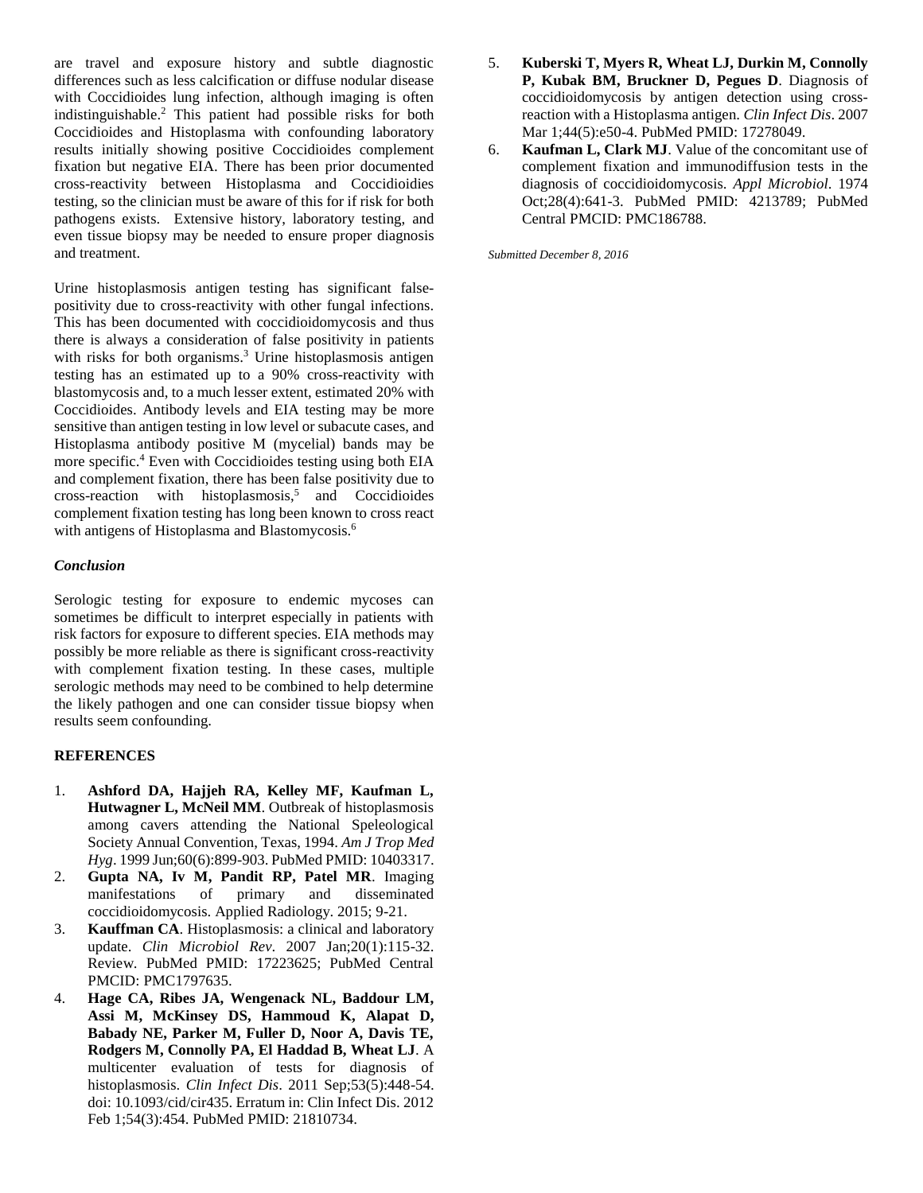are travel and exposure history and subtle diagnostic differences such as less calcification or diffuse nodular disease with Coccidioides lung infection, although imaging is often indistinguishable.[2] This patient had possible risks for both Coccidioides and Histoplasma with confounding laboratory results initially showing positive Coccidioides complement fixation but negative EIA. There has been prior documented cross-reactivity between Histoplasma and Coccidioidies testing, so the clinician must be aware of this for if risk for both pathogens exists. Extensive history, laboratory testing, and even tissue biopsy may be needed to ensure proper diagnosis and treatment.

Urine histoplasmosis antigen testing has significant false-positivity due to cross-reactivity with other fungal infections. This has been documented with coccidioidomycosis and thus there is always a consideration of false positivity in patients with risks for both organisms.[3] Urine histoplasmosis antigen testing has an estimated up to a 90% cross-reactivity with blastomycosis and, to a much lesser extent, estimated 20% with Coccidioides. Antibody levels and EIA testing may be more sensitive than antigen testing in low level or subacute cases, and Histoplasma antibody positive M (mycelial) bands may be more specific.[4] Even with Coccidioides testing using both EIA and complement fixation, there has been false positivity due to cross-reaction with histoplasmosis,[5] and Coccidioides complement fixation testing has long been known to cross react with antigens of Histoplasma and Blastomycosis.[6]

### *Conclusion*

Serologic testing for exposure to endemic mycoses can sometimes be difficult to interpret especially in patients with risk factors for exposure to different species. EIA methods may possibly be more reliable as there is significant cross-reactivity with complement fixation testing. In these cases, multiple serologic methods may need to be combined to help determine the likely pathogen and one can consider tissue biopsy when results seem confounding.

## REFERENCES

1. **Ashford DA, Hajjeh RA, Kelley MF, Kaufman L, Hutwagner L, McNeil MM**. Outbreak of histoplasmosis among cavers attending the National Speleological Society Annual Convention, Texas, 1994. *Am J Trop Med Hyg*. 1999 Jun;60(6):899-903. PubMed PMID: 10403317.
2. **Gupta NA, Iv M, Pandit RP, Patel MR**. Imaging manifestations of primary and disseminated coccidioidomycosis. Applied Radiology. 2015; 9-21.
3. **Kauffman CA**. Histoplasmosis: a clinical and laboratory update. *Clin Microbiol Rev*. 2007 Jan;20(1):115-32. Review. PubMed PMID: 17223625; PubMed Central PMCID: PMC1797635.
4. **Hage CA, Ribes JA, Wengenack NL, Baddour LM, Assi M, McKinsey DS, Hammoud K, Alapat D, Babady NE, Parker M, Fuller D, Noor A, Davis TE, Rodgers M, Connolly PA, El Haddad B, Wheat LJ**. A multicenter evaluation of tests for diagnosis of histoplasmosis. *Clin Infect Dis*. 2011 Sep;53(5):448-54. doi: 10.1093/cid/cir435. Erratum in: Clin Infect Dis. 2012 Feb 1;54(3):454. PubMed PMID: 21810734.
5. **Kuberski T, Myers R, Wheat LJ, Durkin M, Connolly P, Kubak BM, Bruckner D, Pegues D**. Diagnosis of coccidioidomycosis by antigen detection using cross-reaction with a Histoplasma antigen. *Clin Infect Dis*. 2007 Mar 1;44(5):e50-4. PubMed PMID: 17278049.
6. **Kaufman L, Clark MJ**. Value of the concomitant use of complement fixation and immunodiffusion tests in the diagnosis of coccidioidomycosis. *Appl Microbiol*. 1974 Oct;28(4):641-3. PubMed PMID: 4213789; PubMed Central PMCID: PMC186788.

*Submitted December 8, 2016*